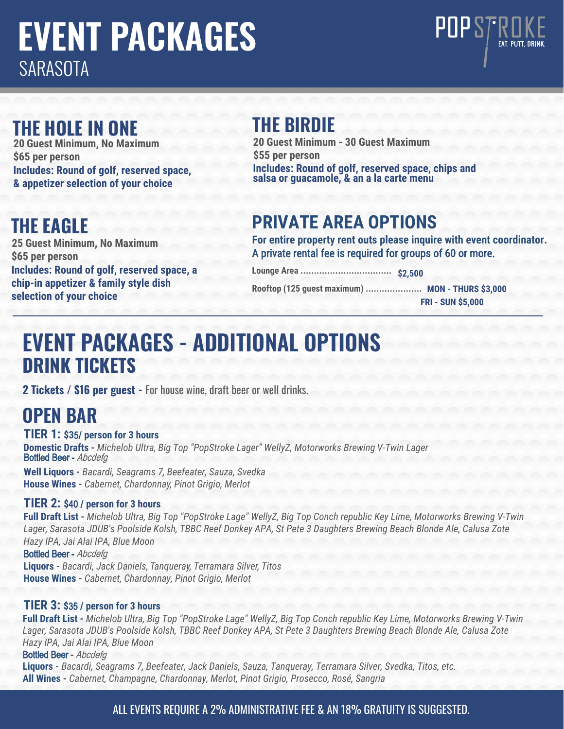# EVENT PACKAGES
SARASOTA

POPSTROKE
EAT. PUTT. DRINK.

## THE HOLE IN ONE

**20 Guest Minimum, No Maximum**
**$65 per person**
**Includes: Round of golf, reserved space, & appetizer selection of your choice**

## THE BIRDIE

**20 Guest Minimum - 30 Guest Maximum**
**$55 per person**
**Includes: Round of golf, reserved space, chips and salsa or guacamole, & an a la carte menu**

## THE EAGLE

**25 Guest Minimum, No Maximum**
**$65 per person**
**Includes: Round of golf, reserved space, a chip-in appetizer & family style dish selection of your choice**

## PRIVATE AREA OPTIONS

**For entire property rent outs please inquire with event coordinator. A private rental fee is required for groups of 60 or more.**

**Lounge Area ................................. $2,500**

**Rooftop (125 guest maximum) ..................... MON - THURS $3,000**
**FRI - SUN $5,000**

# EVENT PACKAGES - ADDITIONAL OPTIONS

## DRINK TICKETS

**2 Tickets / $16 per guest -** For house wine, draft beer or well drinks.

## OPEN BAR

### TIER 1: $35/ person for 3 hours

**Domestic Drafts -** *Michelob Ultra, Big Top "PopStroke Lager" WellyZ, Motorworks Brewing V-Twin Lager*
**Bottled Beer -** *Abcdefg*
**Well Liquors -** *Bacardi, Seagrams 7, Beefeater, Sauza, Svedka*
**House Wines -** *Cabernet, Chardonnay, Pinot Grigio, Merlot*

### TIER 2: $40 / person for 3 hours

**Full Draft List -** *Michelob Ultra, Big Top "PopStroke Lage" WellyZ, Big Top Conch republic Key Lime, Motorworks Brewing V-Twin Lager, Sarasota JDUB's Poolside Kolsh, TBBC Reef Donkey APA, St Pete 3 Daughters Brewing Beach Blonde Ale, Calusa Zote Hazy IPA, Jai Alai IPA, Blue Moon*
**Bottled Beer -** *Abcdefg*
**Liquors -** *Bacardi, Jack Daniels, Tanqueray, Terramara Silver, Titos*
**House Wines -** *Cabernet, Chardonnay, Pinot Grigio, Merlot*

### TIER 3: $35 / person for 3 hours

**Full Draft List -** *Michelob Ultra, Big Top "PopStroke Lage" WellyZ, Big Top Conch republic Key Lime, Motorworks Brewing V-Twin Lager, Sarasota JDUB's Poolside Kolsh, TBBC Reef Donkey APA, St Pete 3 Daughters Brewing Beach Blonde Ale, Calusa Zote Hazy IPA, Jai Alai IPA, Blue Moon*
**Bottled Beer -** *Abcdefg*
**Liquors -** *Bacardi, Seagrams 7, Beefeater, Jack Daniels, Sauza, Tanqueray, Terramara Silver, Svedka, Titos, etc.*
**All Wines -** *Cabernet, Champagne, Chardonnay, Merlot, Pinot Grigio, Prosecco, Rosé, Sangria*

ALL EVENTS REQUIRE A 2% ADMINISTRATIVE FEE & AN 18% GRATUITY IS SUGGESTED.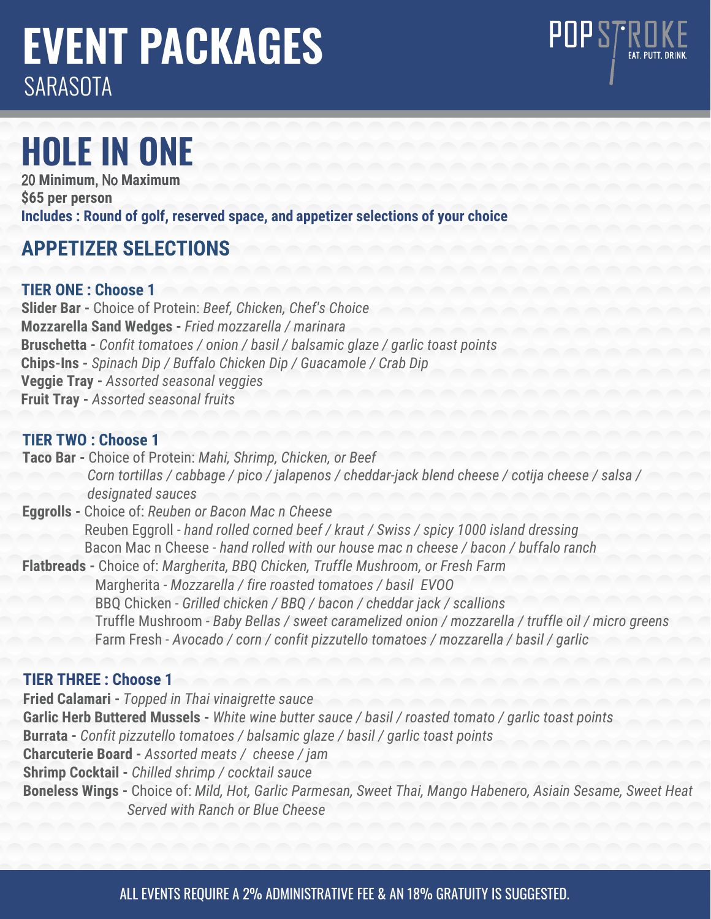# EVENT PACKAGES

SARASOTA

POPSTROKE EAT. PUTT. DRINK.

# HOLE IN ONE

**20 Minimum, No Maximum**
**$65 per person**
**Includes : Round of golf, reserved space, and appetizer selections of your choice**

## APPETIZER SELECTIONS

### TIER ONE : Choose 1

**Slider Bar -** Choice of Protein: *Beef, Chicken, Chef's Choice*
**Mozzarella Sand Wedges -** *Fried mozzarella / marinara*
**Bruschetta -** *Confit tomatoes / onion / basil / balsamic glaze / garlic toast points*
**Chips-Ins -** *Spinach Dip / Buffalo Chicken Dip / Guacamole / Crab Dip*
**Veggie Tray -** *Assorted seasonal veggies*
**Fruit Tray -** *Assorted seasonal fruits*

### TIER TWO : Choose 1

**Taco Bar -** Choice of Protein: *Mahi, Shrimp, Chicken, or Beef*
*Corn tortillas / cabbage / pico / jalapenos / cheddar-jack blend cheese / cotija cheese / salsa / designated sauces*

**Eggrolls -** Choice of: *Reuben or Bacon Mac n Cheese*
Reuben Eggroll - *hand rolled corned beef / kraut / Swiss / spicy 1000 island dressing*
Bacon Mac n Cheese - *hand rolled with our house mac n cheese / bacon / buffalo ranch*

**Flatbreads -** Choice of: *Margherita, BBQ Chicken, Truffle Mushroom, or Fresh Farm*
Margherita - *Mozzarella / fire roasted tomatoes / basil EVOO*
BBQ Chicken - *Grilled chicken / BBQ / bacon / cheddar jack / scallions*
Truffle Mushroom - *Baby Bellas / sweet caramelized onion / mozzarella / truffle oil / micro greens*
Farm Fresh - *Avocado / corn / confit pizzutello tomatoes / mozzarella / basil / garlic*

### TIER THREE : Choose 1

**Fried Calamari -** *Topped in Thai vinaigrette sauce*
**Garlic Herb Buttered Mussels -** *White wine butter sauce / basil / roasted tomato / garlic toast points*
**Burrata -** *Confit pizzutello tomatoes / balsamic glaze / basil / garlic toast points*
**Charcuterie Board -** *Assorted meats / cheese / jam*
**Shrimp Cocktail -** *Chilled shrimp / cocktail sauce*
**Boneless Wings -** Choice of: *Mild, Hot, Garlic Parmesan, Sweet Thai, Mango Habenero, Asiain Sesame, Sweet Heat*
*Served with Ranch or Blue Cheese*

ALL EVENTS REQUIRE A 2% ADMINISTRATIVE FEE & AN 18% GRATUITY IS SUGGESTED.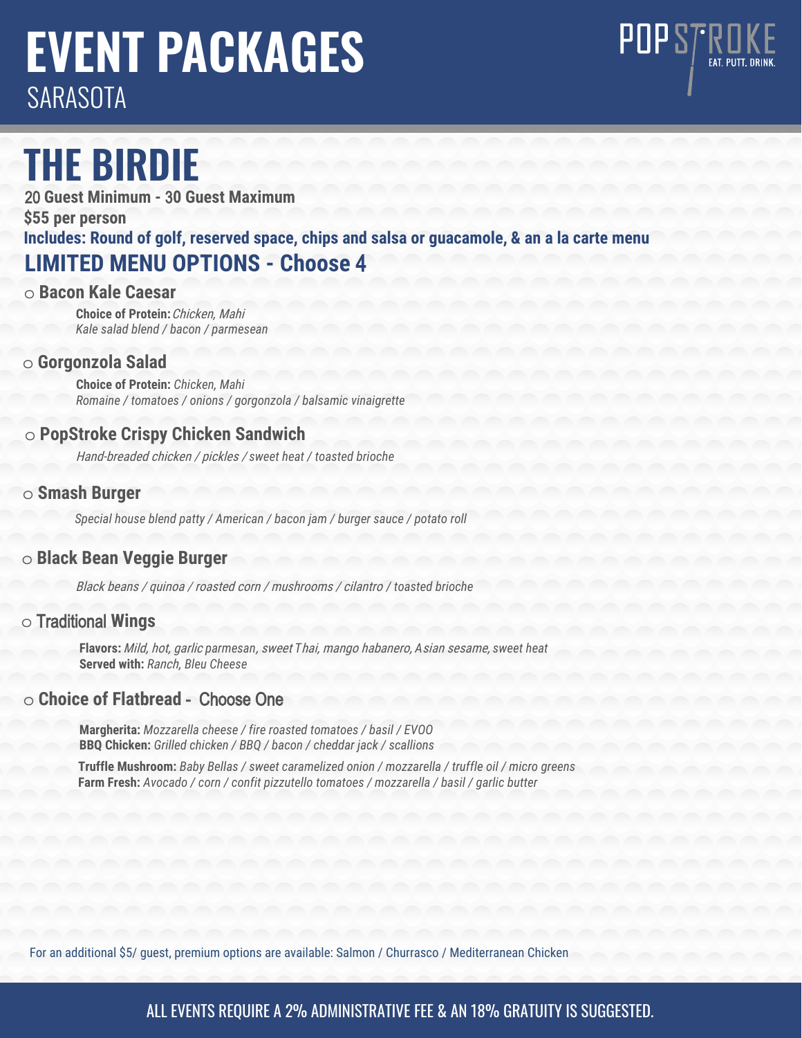# EVENT PACKAGES

SARASOTA

POPSTROKE
EAT. PUTT. DRINK.

## THE BIRDIE

**20 Guest Minimum - 30 Guest Maximum**

**$55 per person**

**Includes: Round of golf, reserved space, chips and salsa or guacamole, & an a la carte menu**

### LIMITED MENU OPTIONS - Choose 4

○ **Bacon Kale Caesar**

**Choice of Protein:** *Chicken, Mahi*
*Kale salad blend / bacon / parmesean*

○ **Gorgonzola Salad**

**Choice of Protein:** *Chicken, Mahi*
*Romaine / tomatoes / onions / gorgonzola / balsamic vinaigrette*

○ **PopStroke Crispy Chicken Sandwich**

*Hand-breaded chicken / pickles / sweet heat / toasted brioche*

○ **Smash Burger**

*Special house blend patty / American / bacon jam / burger sauce / potato roll*

○ **Black Bean Veggie Burger**

*Black beans / quinoa / roasted corn / mushrooms / cilantro / toasted brioche*

○ **Traditional Wings**

**Flavors:** *Mild, hot, garlic parmesan, sweet Thai, mango habanero, Asian sesame, sweet heat*
**Served with:** *Ranch, Bleu Cheese*

○ **Choice of Flatbread - Choose One**

**Margherita:** *Mozzarella cheese / fire roasted tomatoes / basil / EVOO*
**BBQ Chicken:** *Grilled chicken / BBQ / bacon / cheddar jack / scallions*
**Truffle Mushroom:** *Baby Bellas / sweet caramelized onion / mozzarella / truffle oil / micro greens*
**Farm Fresh:** *Avocado / corn / confit pizzutello tomatoes / mozzarella / basil / garlic butter*

For an additional $5/ guest, premium options are available: Salmon / Churrasco / Mediterranean Chicken

ALL EVENTS REQUIRE A 2% ADMINISTRATIVE FEE & AN 18% GRATUITY IS SUGGESTED.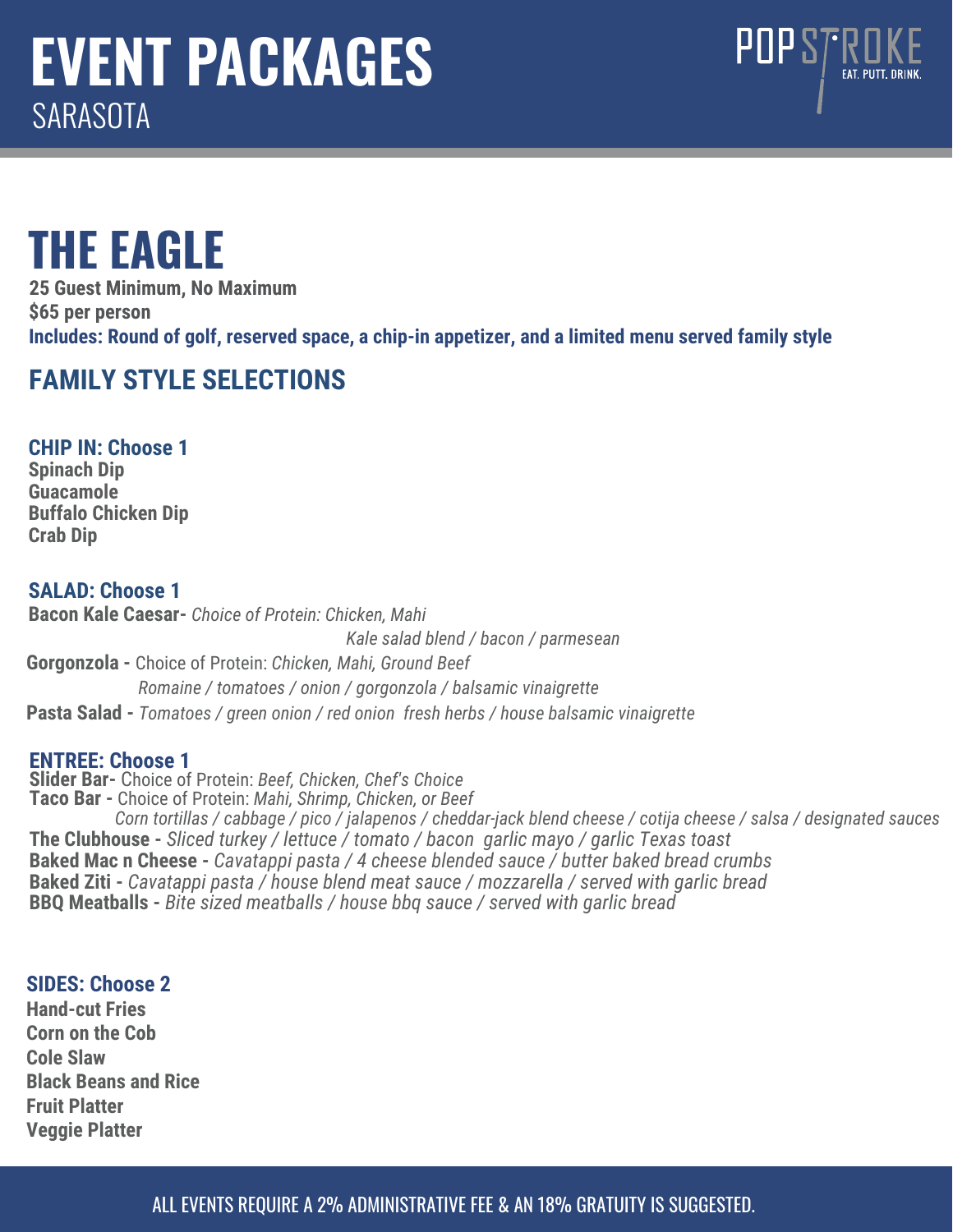# EVENT PACKAGES

SARASOTA

POPSTROKE
EAT. PUTT. DRINK.

# THE EAGLE

**25 Guest Minimum, No Maximum**
**$65 per person**
**Includes: Round of golf, reserved space, a chip-in appetizer, and a limited menu served family style**

## FAMILY STYLE SELECTIONS

### CHIP IN: Choose 1

**Spinach Dip**
**Guacamole**
**Buffalo Chicken Dip**
**Crab Dip**

### SALAD: Choose 1

**Bacon Kale Caesar-** *Choice of Protein: Chicken, Mahi*
*Kale salad blend / bacon / parmesean*

**Gorgonzola -** Choice of Protein: *Chicken, Mahi, Ground Beef*
*Romaine / tomatoes / onion / gorgonzola / balsamic vinaigrette*

**Pasta Salad -** *Tomatoes / green onion / red onion fresh herbs / house balsamic vinaigrette*

### ENTREE: Choose 1

**Slider Bar-** Choice of Protein: *Beef, Chicken, Chef's Choice*
**Taco Bar -** Choice of Protein: *Mahi, Shrimp, Chicken, or Beef*
*Corn tortillas / cabbage / pico / jalapenos / cheddar-jack blend cheese / cotija cheese / salsa / designated sauces*
**The Clubhouse -** *Sliced turkey / lettuce / tomato / bacon garlic mayo / garlic Texas toast*
**Baked Mac n Cheese -** *Cavatappi pasta / 4 cheese blended sauce / butter baked bread crumbs*
**Baked Ziti -** *Cavatappi pasta / house blend meat sauce / mozzarella / served with garlic bread*
**BBQ Meatballs -** *Bite sized meatballs / house bbq sauce / served with garlic bread*

### SIDES: Choose 2

**Hand-cut Fries**
**Corn on the Cob**
**Cole Slaw**
**Black Beans and Rice**
**Fruit Platter**
**Veggie Platter**

ALL EVENTS REQUIRE A 2% ADMINISTRATIVE FEE & AN 18% GRATUITY IS SUGGESTED.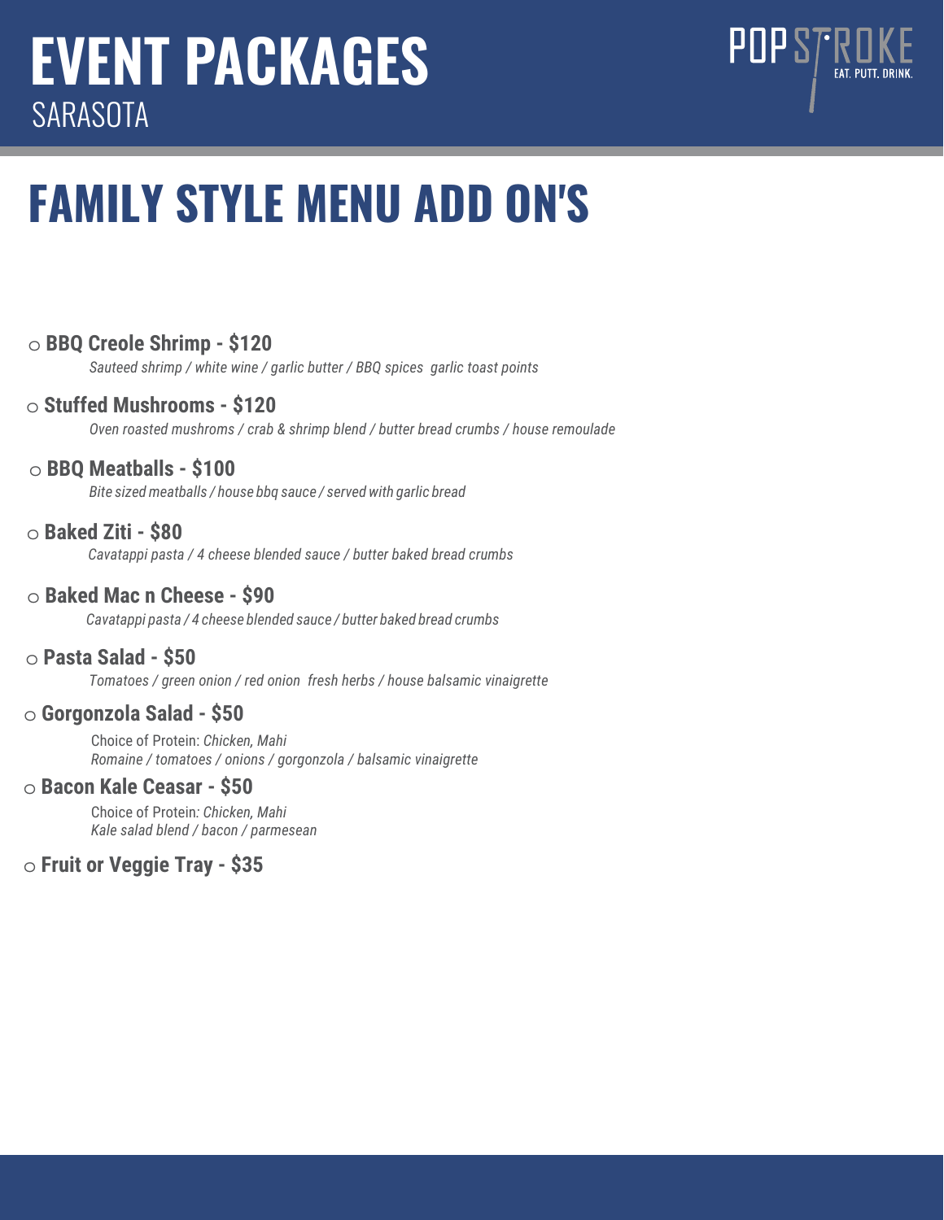# EVENT PACKAGES
SARASOTA

POPSTROKE
EAT. PUTT. DRINK.

## FAMILY STYLE MENU ADD ON'S

- **BBQ Creole Shrimp - $120**
  *Sauteed shrimp / white wine / garlic butter / BBQ spices garlic toast points*

- **Stuffed Mushrooms - $120**
  *Oven roasted mushroms / crab & shrimp blend / butter bread crumbs / house remoulade*

- **BBQ Meatballs - $100**
  *Bite sized meatballs / house bbq sauce / served with garlic bread*

- **Baked Ziti - $80**
  *Cavatappi pasta / 4 cheese blended sauce / butter baked bread crumbs*

- **Baked Mac n Cheese - $90**
  *Cavatappi pasta / 4 cheese blended sauce / butter baked bread crumbs*

- **Pasta Salad - $50**
  *Tomatoes / green onion / red onion fresh herbs / house balsamic vinaigrette*

- **Gorgonzola Salad - $50**
  Choice of Protein: *Chicken, Mahi*
  *Romaine / tomatoes / onions / gorgonzola / balsamic vinaigrette*

- **Bacon Kale Ceasar - $50**
  Choice of Protein: *Chicken, Mahi*
  *Kale salad blend / bacon / parmesean*

- **Fruit or Veggie Tray - $35**